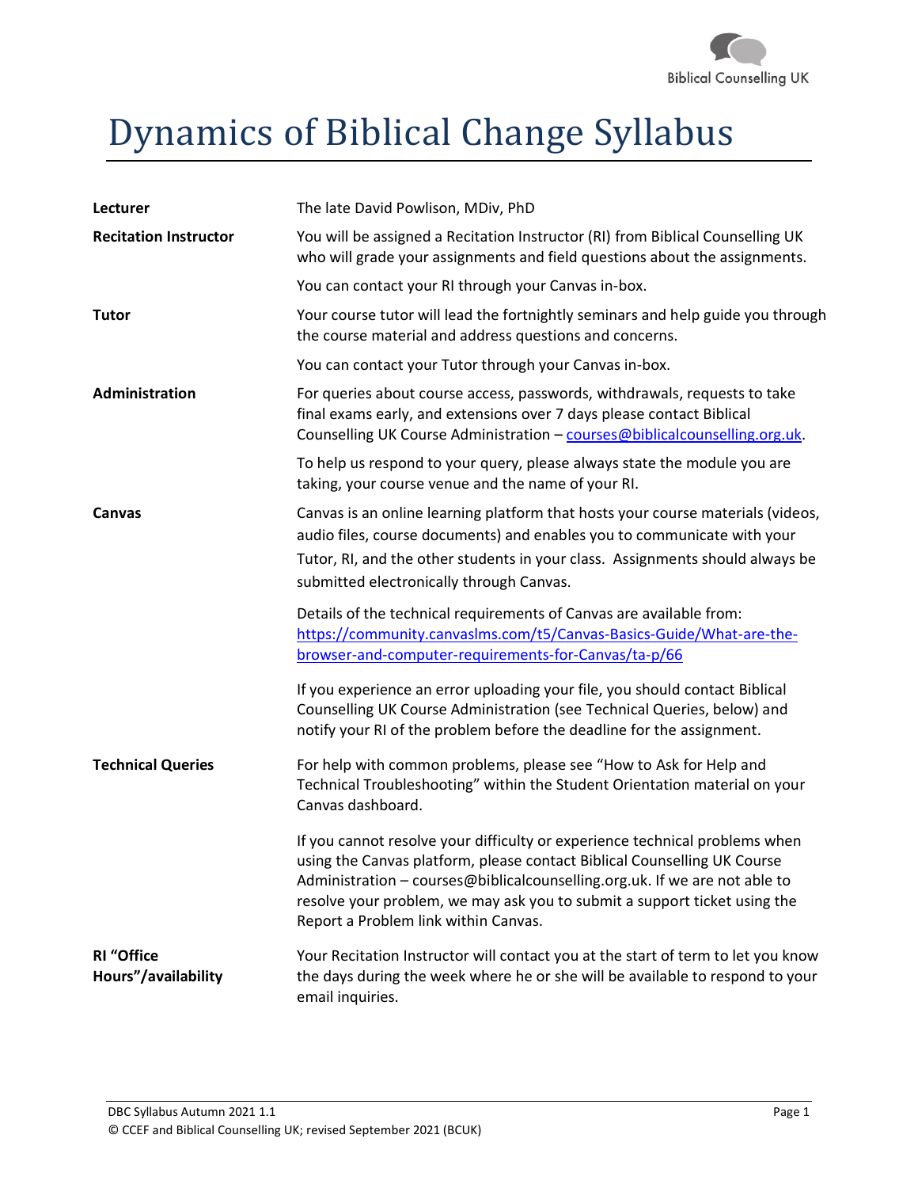# Dynamics of Biblical Change Syllabus

| | |
|---|---|
| **Lecturer** | The late David Powlison, MDiv, PhD |
| **Recitation Instructor** | You will be assigned a Recitation Instructor (RI) from Biblical Counselling UK who will grade your assignments and field questions about the assignments.<br><br>You can contact your RI through your Canvas in-box. |
| **Tutor** | Your course tutor will lead the fortnightly seminars and help guide you through the course material and address questions and concerns.<br><br>You can contact your Tutor through your Canvas in-box. |
| **Administration** | For queries about course access, passwords, withdrawals, requests to take final exams early, and extensions over 7 days please contact Biblical Counselling UK Course Administration – courses@biblicalcounselling.org.uk.<br><br>To help us respond to your query, please always state the module you are taking, your course venue and the name of your RI. |
| **Canvas** | Canvas is an online learning platform that hosts your course materials (videos, audio files, course documents) and enables you to communicate with your Tutor, RI, and the other students in your class. Assignments should always be submitted electronically through Canvas.<br><br>Details of the technical requirements of Canvas are available from: https://community.canvaslms.com/t5/Canvas-Basics-Guide/What-are-the-browser-and-computer-requirements-for-Canvas/ta-p/66<br><br>If you experience an error uploading your file, you should contact Biblical Counselling UK Course Administration (see Technical Queries, below) and notify your RI of the problem before the deadline for the assignment. |
| **Technical Queries** | For help with common problems, please see "How to Ask for Help and Technical Troubleshooting" within the Student Orientation material on your Canvas dashboard.<br><br>If you cannot resolve your difficulty or experience technical problems when using the Canvas platform, please contact Biblical Counselling UK Course Administration – courses@biblicalcounselling.org.uk. If we are not able to resolve your problem, we may ask you to submit a support ticket using the Report a Problem link within Canvas. |
| **RI "Office Hours"/availability** | Your Recitation Instructor will contact you at the start of term to let you know the days during the week where he or she will be available to respond to your email inquiries. |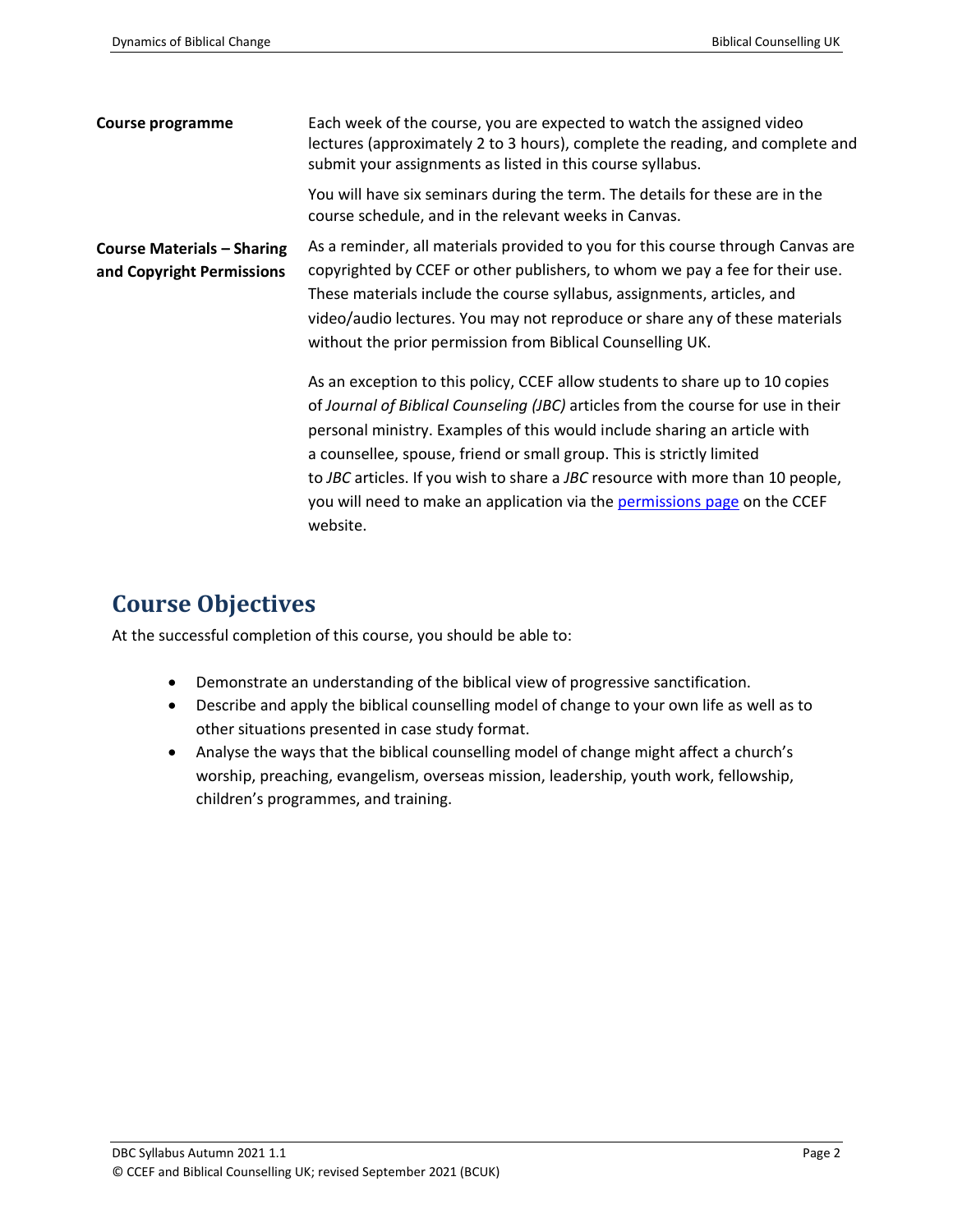**Course programme**

Each week of the course, you are expected to watch the assigned video lectures (approximately 2 to 3 hours), complete the reading, and complete and submit your assignments as listed in this course syllabus.

You will have six seminars during the term. The details for these are in the course schedule, and in the relevant weeks in Canvas.

**Course Materials – Sharing and Copyright Permissions**

As a reminder, all materials provided to you for this course through Canvas are copyrighted by CCEF or other publishers, to whom we pay a fee for their use. These materials include the course syllabus, assignments, articles, and video/audio lectures. You may not reproduce or share any of these materials without the prior permission from Biblical Counselling UK.

As an exception to this policy, CCEF allow students to share up to 10 copies of *Journal of Biblical Counseling (JBC)* articles from the course for use in their personal ministry. Examples of this would include sharing an article with a counsellee, spouse, friend or small group. This is strictly limited to *JBC* articles. If you wish to share a *JBC* resource with more than 10 people, you will need to make an application via the permissions page on the CCEF website.

## Course Objectives

At the successful completion of this course, you should be able to:

- Demonstrate an understanding of the biblical view of progressive sanctification.
- Describe and apply the biblical counselling model of change to your own life as well as to other situations presented in case study format.
- Analyse the ways that the biblical counselling model of change might affect a church's worship, preaching, evangelism, overseas mission, leadership, youth work, fellowship, children's programmes, and training.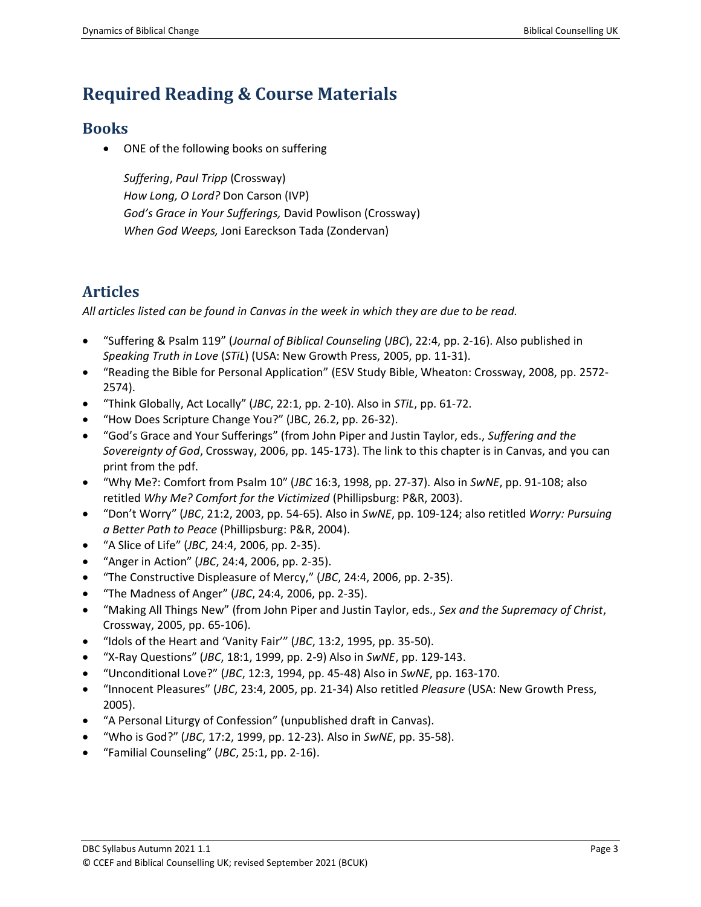# Required Reading & Course Materials

## Books

- ONE of the following books on suffering

  *Suffering*, *Paul Tripp* (Crossway)
  *How Long, O Lord?* Don Carson (IVP)
  *God's Grace in Your Sufferings,* David Powlison (Crossway)
  *When God Weeps,* Joni Eareckson Tada (Zondervan)

## Articles

*All articles listed can be found in Canvas in the week in which they are due to be read.*

- "Suffering & Psalm 119" (*Journal of Biblical Counseling* (*JBC*), 22:4, pp. 2-16). Also published in *Speaking Truth in Love* (*STiL*) (USA: New Growth Press, 2005, pp. 11-31).
- "Reading the Bible for Personal Application" (ESV Study Bible, Wheaton: Crossway, 2008, pp. 2572-2574).
- "Think Globally, Act Locally" (*JBC*, 22:1, pp. 2-10). Also in *STiL*, pp. 61-72.
- "How Does Scripture Change You?" (JBC, 26.2, pp. 26-32).
- "God's Grace and Your Sufferings" (from John Piper and Justin Taylor, eds., *Suffering and the Sovereignty of God*, Crossway, 2006, pp. 145-173). The link to this chapter is in Canvas, and you can print from the pdf.
- "Why Me?: Comfort from Psalm 10" (*JBC* 16:3, 1998, pp. 27-37). Also in *SwNE*, pp. 91-108; also retitled *Why Me? Comfort for the Victimized* (Phillipsburg: P&R, 2003).
- "Don't Worry" (*JBC*, 21:2, 2003, pp. 54-65). Also in *SwNE*, pp. 109-124; also retitled *Worry: Pursuing a Better Path to Peace* (Phillipsburg: P&R, 2004).
- "A Slice of Life" (*JBC*, 24:4, 2006, pp. 2-35).
- "Anger in Action" (*JBC*, 24:4, 2006, pp. 2-35).
- "The Constructive Displeasure of Mercy," (*JBC*, 24:4, 2006, pp. 2-35).
- "The Madness of Anger" (*JBC*, 24:4, 2006, pp. 2-35).
- "Making All Things New" (from John Piper and Justin Taylor, eds., *Sex and the Supremacy of Christ*, Crossway, 2005, pp. 65-106).
- "Idols of the Heart and 'Vanity Fair'" (*JBC*, 13:2, 1995, pp. 35-50).
- "X-Ray Questions" (*JBC*, 18:1, 1999, pp. 2-9) Also in *SwNE*, pp. 129-143.
- "Unconditional Love?" (*JBC*, 12:3, 1994, pp. 45-48) Also in *SwNE*, pp. 163-170.
- "Innocent Pleasures" (*JBC*, 23:4, 2005, pp. 21-34) Also retitled *Pleasure* (USA: New Growth Press, 2005).
- "A Personal Liturgy of Confession" (unpublished draft in Canvas).
- "Who is God?" (*JBC*, 17:2, 1999, pp. 12-23). Also in *SwNE*, pp. 35-58).
- "Familial Counseling" (*JBC*, 25:1, pp. 2-16).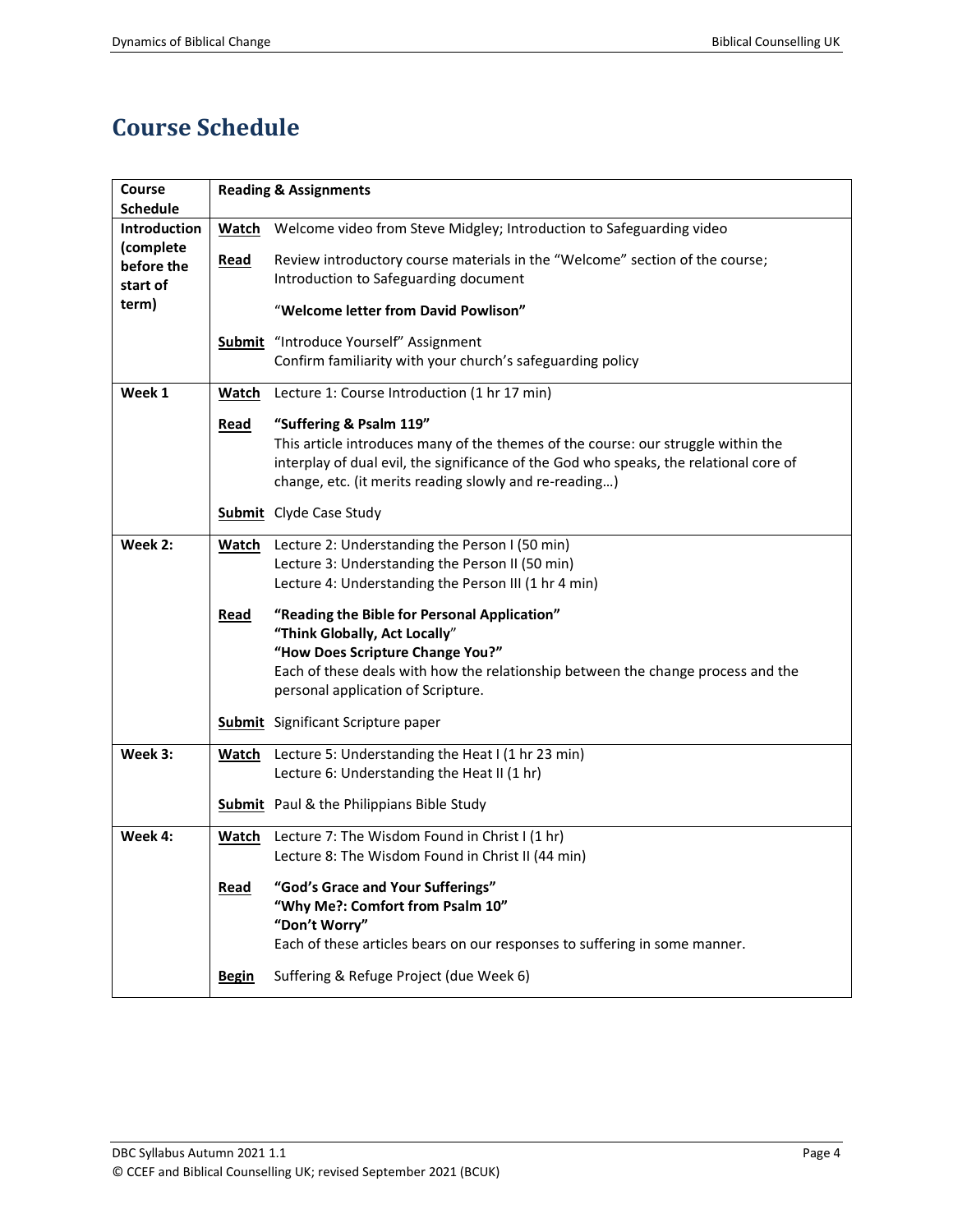# Course Schedule

| Course Schedule | Reading & Assignments |
|---|---|
| **Introduction (complete before the start of term)** | **Watch** Welcome video from Steve Midgley; Introduction to Safeguarding video<br><br>**Read** Review introductory course materials in the "Welcome" section of the course; Introduction to Safeguarding document<br>"**Welcome letter from David Powlison"**<br><br>**Submit** "Introduce Yourself" Assignment<br>Confirm familiarity with your church's safeguarding policy |
| **Week 1** | **Watch** Lecture 1: Course Introduction (1 hr 17 min)<br><br>**Read** **"Suffering & Psalm 119"**<br>This article introduces many of the themes of the course: our struggle within the interplay of dual evil, the significance of the God who speaks, the relational core of change, etc. (it merits reading slowly and re-reading…)<br><br>**Submit** Clyde Case Study |
| **Week 2:** | **Watch** Lecture 2: Understanding the Person I (50 min)<br>Lecture 3: Understanding the Person II (50 min)<br>Lecture 4: Understanding the Person III (1 hr 4 min)<br><br>**Read** **"Reading the Bible for Personal Application"**<br>**"Think Globally, Act Locally"**<br>**"How Does Scripture Change You?"**<br>Each of these deals with how the relationship between the change process and the personal application of Scripture.<br><br>**Submit** Significant Scripture paper |
| **Week 3:** | **Watch** Lecture 5: Understanding the Heat I (1 hr 23 min)<br>Lecture 6: Understanding the Heat II (1 hr)<br><br>**Submit** Paul & the Philippians Bible Study |
| **Week 4:** | **Watch** Lecture 7: The Wisdom Found in Christ I (1 hr)<br>Lecture 8: The Wisdom Found in Christ II (44 min)<br><br>**Read** **"God's Grace and Your Sufferings"**<br>**"Why Me?: Comfort from Psalm 10"**<br>**"Don't Worry"**<br>Each of these articles bears on our responses to suffering in some manner.<br><br>**Begin** Suffering & Refuge Project (due Week 6) |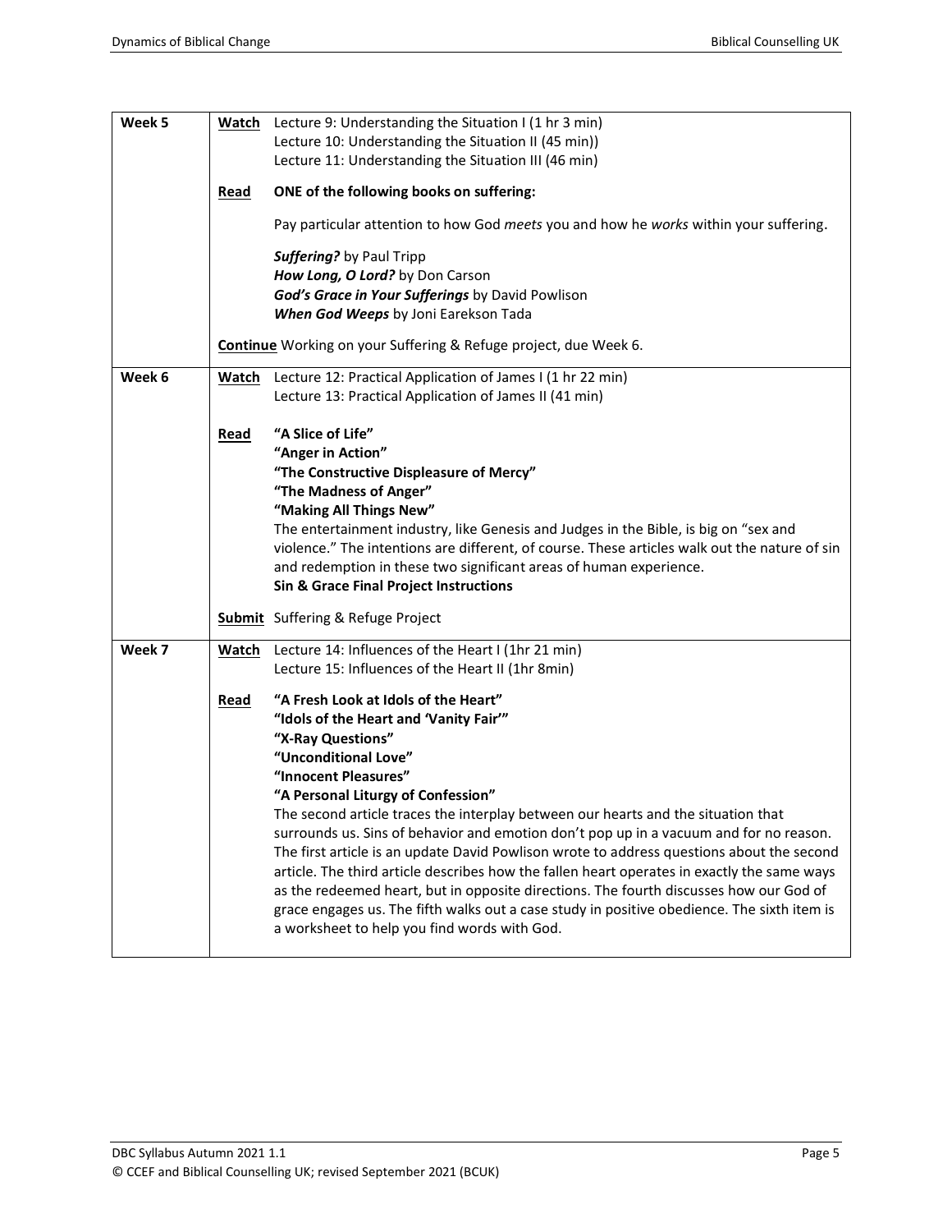| Week | | |
|---|---|---|
| **Week 5** | <u>**Watch**</u> | Lecture 9: Understanding the Situation I (1 hr 3 min)<br>Lecture 10: Understanding the Situation II (45 min))<br>Lecture 11: Understanding the Situation III (46 min) |
| | <u>**Read**</u> | **ONE of the following books on suffering:**<br><br>Pay particular attention to how God *meets* you and how he *works* within your suffering.<br><br>***Suffering?*** by Paul Tripp<br>***How Long, O Lord?*** by Don Carson<br>***God's Grace in Your Sufferings*** by David Powlison<br>***When God Weeps*** by Joni Earekson Tada |
| | <u>**Continue**</u> | Working on your Suffering & Refuge project, due Week 6. |
| **Week 6** | <u>**Watch**</u> | Lecture 12: Practical Application of James I (1 hr 22 min)<br>Lecture 13: Practical Application of James II (41 min) |
| | <u>**Read**</u> | **"A Slice of Life"**<br>**"Anger in Action"**<br>**"The Constructive Displeasure of Mercy"**<br>**"The Madness of Anger"**<br>**"Making All Things New"**<br>The entertainment industry, like Genesis and Judges in the Bible, is big on "sex and violence." The intentions are different, of course. These articles walk out the nature of sin and redemption in these two significant areas of human experience.<br>**Sin & Grace Final Project Instructions** |
| | <u>**Submit**</u> | Suffering & Refuge Project |
| **Week 7** | <u>**Watch**</u> | Lecture 14: Influences of the Heart I (1hr 21 min)<br>Lecture 15: Influences of the Heart II (1hr 8min) |
| | <u>**Read**</u> | **"A Fresh Look at Idols of the Heart"**<br>**"Idols of the Heart and 'Vanity Fair'"**<br>**"X-Ray Questions"**<br>**"Unconditional Love"**<br>**"Innocent Pleasures"**<br>**"A Personal Liturgy of Confession"**<br>The second article traces the interplay between our hearts and the situation that surrounds us. Sins of behavior and emotion don't pop up in a vacuum and for no reason. The first article is an update David Powlison wrote to address questions about the second article. The third article describes how the fallen heart operates in exactly the same ways as the redeemed heart, but in opposite directions. The fourth discusses how our God of grace engages us. The fifth walks out a case study in positive obedience. The sixth item is a worksheet to help you find words with God. |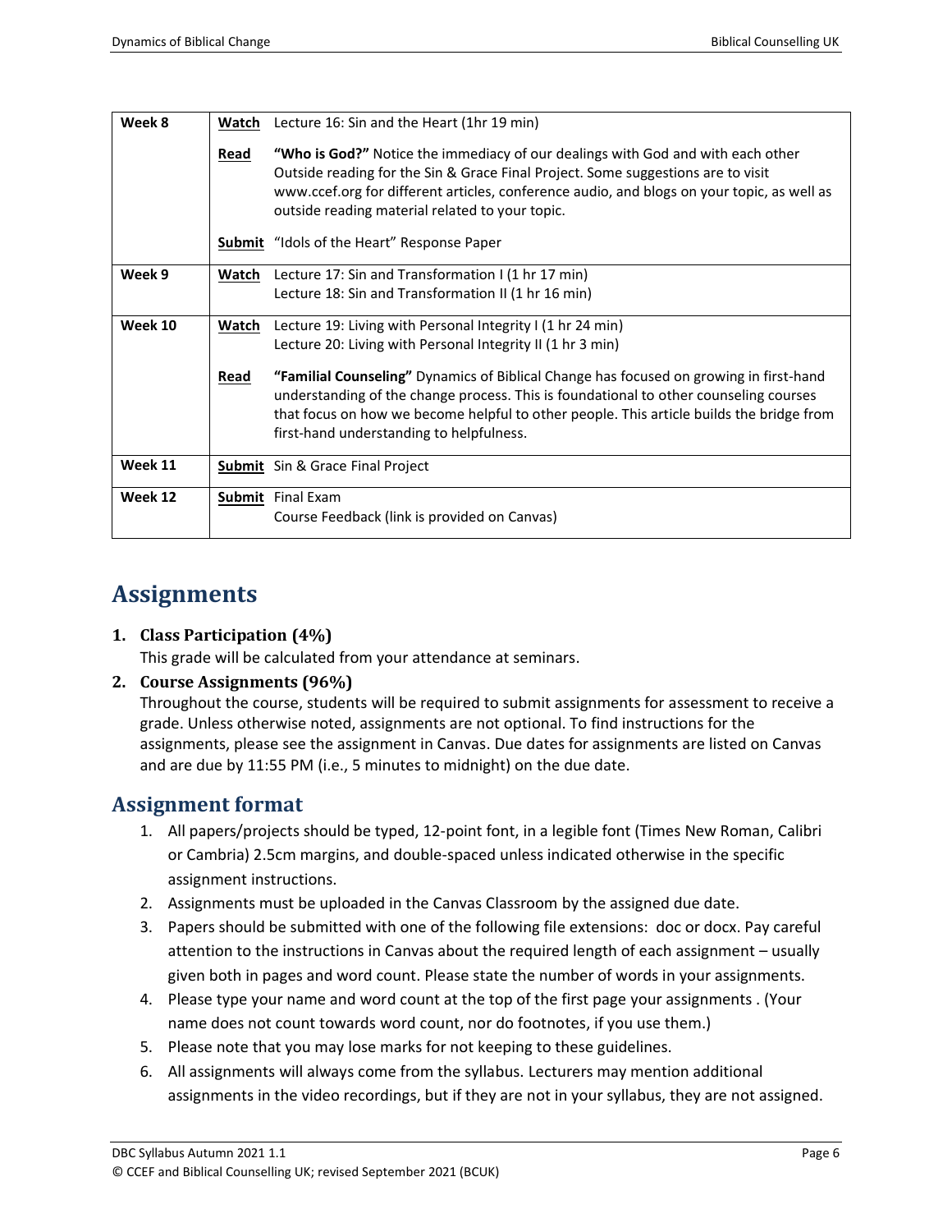| Week | Type | Details |
|---|---|---|
| **Week 8** | **Watch** | Lecture 16: Sin and the Heart (1hr 19 min) |
| | **Read** | **"Who is God?"** Notice the immediacy of our dealings with God and with each other Outside reading for the Sin & Grace Final Project. Some suggestions are to visit www.ccef.org for different articles, conference audio, and blogs on your topic, as well as outside reading material related to your topic. |
| | **Submit** | "Idols of the Heart" Response Paper |
| **Week 9** | **Watch** | Lecture 17: Sin and Transformation I (1 hr 17 min)<br>Lecture 18: Sin and Transformation II (1 hr 16 min) |
| **Week 10** | **Watch** | Lecture 19: Living with Personal Integrity I (1 hr 24 min)<br>Lecture 20: Living with Personal Integrity II (1 hr 3 min) |
| | **Read** | **"Familial Counseling"** Dynamics of Biblical Change has focused on growing in first-hand understanding of the change process. This is foundational to other counseling courses that focus on how we become helpful to other people. This article builds the bridge from first-hand understanding to helpfulness. |
| **Week 11** | **Submit** | Sin & Grace Final Project |
| **Week 12** | **Submit** | Final Exam<br>Course Feedback (link is provided on Canvas) |

# Assignments

1. **Class Participation (4%)**
   This grade will be calculated from your attendance at seminars.
2. **Course Assignments (96%)**
   Throughout the course, students will be required to submit assignments for assessment to receive a grade. Unless otherwise noted, assignments are not optional. To find instructions for the assignments, please see the assignment in Canvas. Due dates for assignments are listed on Canvas and are due by 11:55 PM (i.e., 5 minutes to midnight) on the due date.

## Assignment format

1. All papers/projects should be typed, 12-point font, in a legible font (Times New Roman, Calibri or Cambria) 2.5cm margins, and double-spaced unless indicated otherwise in the specific assignment instructions.
2. Assignments must be uploaded in the Canvas Classroom by the assigned due date.
3. Papers should be submitted with one of the following file extensions: doc or docx. Pay careful attention to the instructions in Canvas about the required length of each assignment – usually given both in pages and word count. Please state the number of words in your assignments.
4. Please type your name and word count at the top of the first page your assignments . (Your name does not count towards word count, nor do footnotes, if you use them.)
5. Please note that you may lose marks for not keeping to these guidelines.
6. All assignments will always come from the syllabus. Lecturers may mention additional assignments in the video recordings, but if they are not in your syllabus, they are not assigned.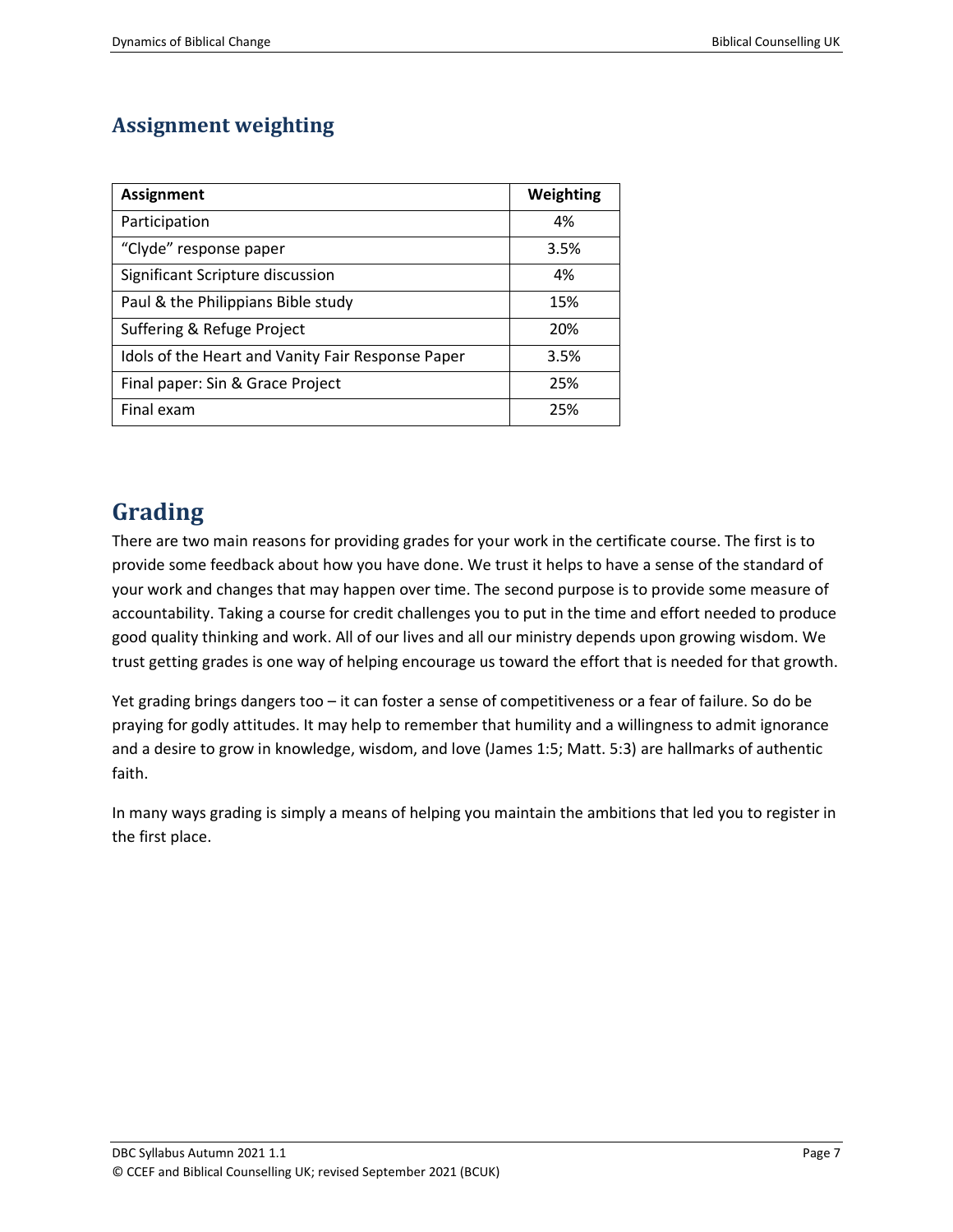## Assignment weighting

| Assignment | Weighting |
| --- | --- |
| Participation | 4% |
| “Clyde” response paper | 3.5% |
| Significant Scripture discussion | 4% |
| Paul & the Philippians Bible study | 15% |
| Suffering & Refuge Project | 20% |
| Idols of the Heart and Vanity Fair Response Paper | 3.5% |
| Final paper: Sin & Grace Project | 25% |
| Final exam | 25% |

# Grading

There are two main reasons for providing grades for your work in the certificate course. The first is to provide some feedback about how you have done. We trust it helps to have a sense of the standard of your work and changes that may happen over time. The second purpose is to provide some measure of accountability. Taking a course for credit challenges you to put in the time and effort needed to produce good quality thinking and work. All of our lives and all our ministry depends upon growing wisdom. We trust getting grades is one way of helping encourage us toward the effort that is needed for that growth.

Yet grading brings dangers too – it can foster a sense of competitiveness or a fear of failure. So do be praying for godly attitudes. It may help to remember that humility and a willingness to admit ignorance and a desire to grow in knowledge, wisdom, and love (James 1:5; Matt. 5:3) are hallmarks of authentic faith.

In many ways grading is simply a means of helping you maintain the ambitions that led you to register in the first place.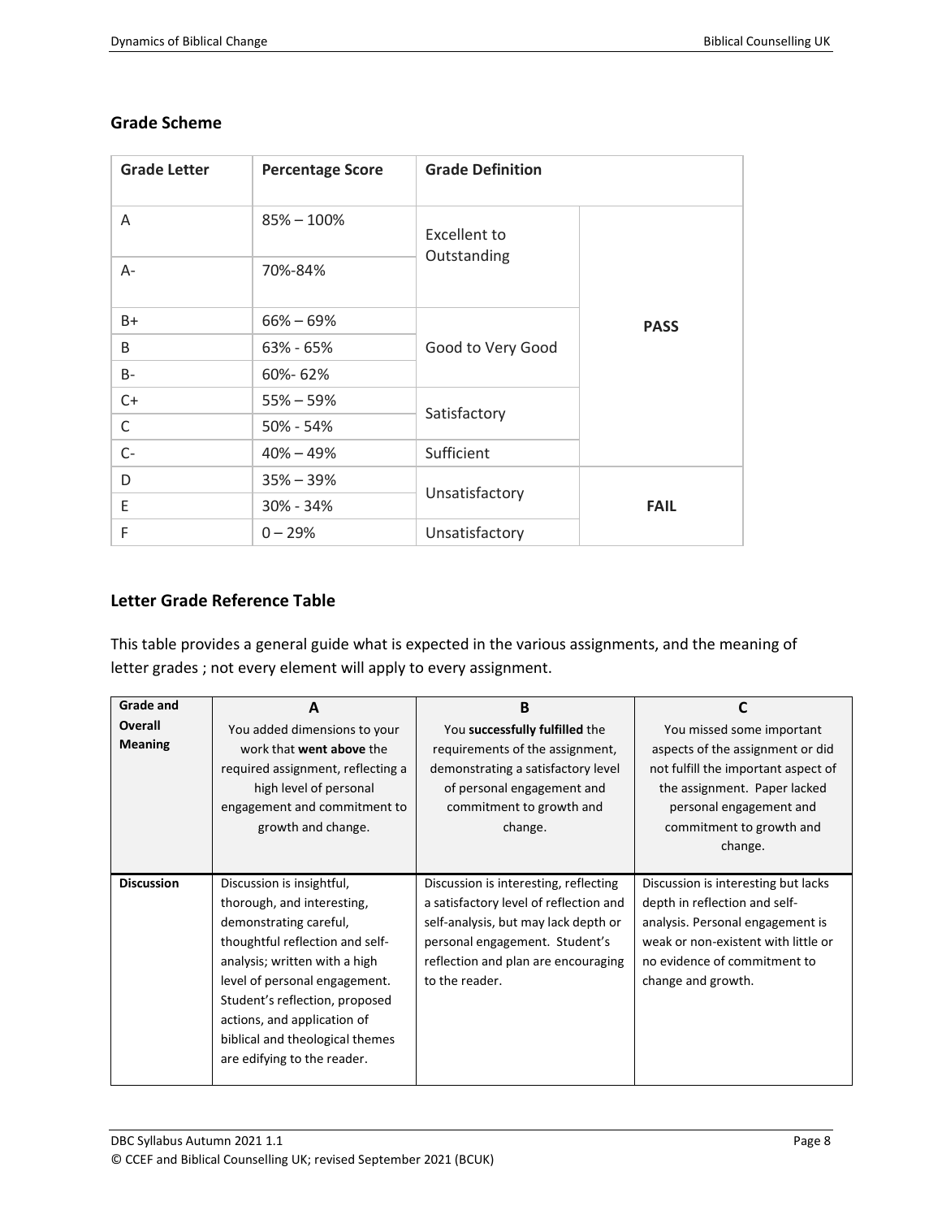## Grade Scheme

| Grade Letter | Percentage Score | Grade Definition | |
|---|---|---|---|
| A | 85% – 100% | Excellent to Outstanding | PASS |
| A- | 70%-84% | | |
| B+ | 66% – 69% | Good to Very Good | |
| B | 63% - 65% | | |
| B- | 60%- 62% | | |
| C+ | 55% – 59% | Satisfactory | |
| C | 50% - 54% | | |
| C- | 40% – 49% | Sufficient | |
| D | 35% – 39% | Unsatisfactory | FAIL |
| E | 30% - 34% | | |
| F | 0 – 29% | Unsatisfactory | |

## Letter Grade Reference Table

This table provides a general guide what is expected in the various assignments, and the meaning of letter grades ; not every element will apply to every assignment.

| Grade and Overall Meaning | A<br>You added dimensions to your work that **went above** the required assignment, reflecting a high level of personal engagement and commitment to growth and change. | B<br>You **successfully fulfilled** the requirements of the assignment, demonstrating a satisfactory level of personal engagement and commitment to growth and change. | C<br>You missed some important aspects of the assignment or did not fulfill the important aspect of the assignment. Paper lacked personal engagement and commitment to growth and change. |
|---|---|---|---|
| **Discussion** | Discussion is insightful, thorough, and interesting, demonstrating careful, thoughtful reflection and self-analysis; written with a high level of personal engagement. Student's reflection, proposed actions, and application of biblical and theological themes are edifying to the reader. | Discussion is interesting, reflecting a satisfactory level of reflection and self-analysis, but may lack depth or personal engagement. Student's reflection and plan are encouraging to the reader. | Discussion is interesting but lacks depth in reflection and self-analysis. Personal engagement is weak or non-existent with little or no evidence of commitment to change and growth. |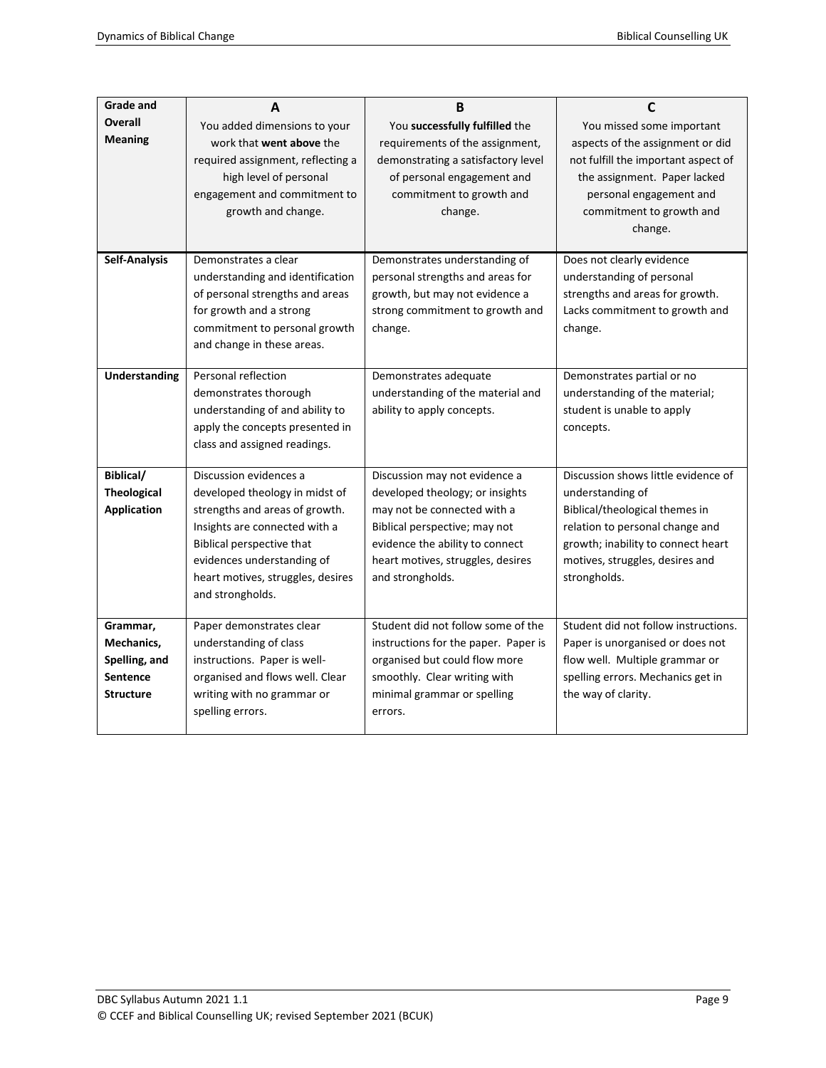| Grade and Overall Meaning | A<br>You added dimensions to your work that **went above** the required assignment, reflecting a high level of personal engagement and commitment to growth and change. | B<br>You **successfully fulfilled** the requirements of the assignment, demonstrating a satisfactory level of personal engagement and commitment to growth and change. | C<br>You missed some important aspects of the assignment or did not fulfill the important aspect of the assignment. Paper lacked personal engagement and commitment to growth and change. |
|---|---|---|---|
| **Self-Analysis** | Demonstrates a clear understanding and identification of personal strengths and areas for growth and a strong commitment to personal growth and change in these areas. | Demonstrates understanding of personal strengths and areas for growth, but may not evidence a strong commitment to growth and change. | Does not clearly evidence understanding of personal strengths and areas for growth. Lacks commitment to growth and change. |
| **Understanding** | Personal reflection demonstrates thorough understanding of and ability to apply the concepts presented in class and assigned readings. | Demonstrates adequate understanding of the material and ability to apply concepts. | Demonstrates partial or no understanding of the material; student is unable to apply concepts. |
| **Biblical/ Theological Application** | Discussion evidences a developed theology in midst of strengths and areas of growth. Insights are connected with a Biblical perspective that evidences understanding of heart motives, struggles, desires and strongholds. | Discussion may not evidence a developed theology; or insights may not be connected with a Biblical perspective; may not evidence the ability to connect heart motives, struggles, desires and strongholds. | Discussion shows little evidence of understanding of Biblical/theological themes in relation to personal change and growth; inability to connect heart motives, struggles, desires and strongholds. |
| **Grammar, Mechanics, Spelling, and Sentence Structure** | Paper demonstrates clear understanding of class instructions. Paper is well-organised and flows well. Clear writing with no grammar or spelling errors. | Student did not follow some of the instructions for the paper. Paper is organised but could flow more smoothly. Clear writing with minimal grammar or spelling errors. | Student did not follow instructions. Paper is unorganised or does not flow well. Multiple grammar or spelling errors. Mechanics get in the way of clarity. |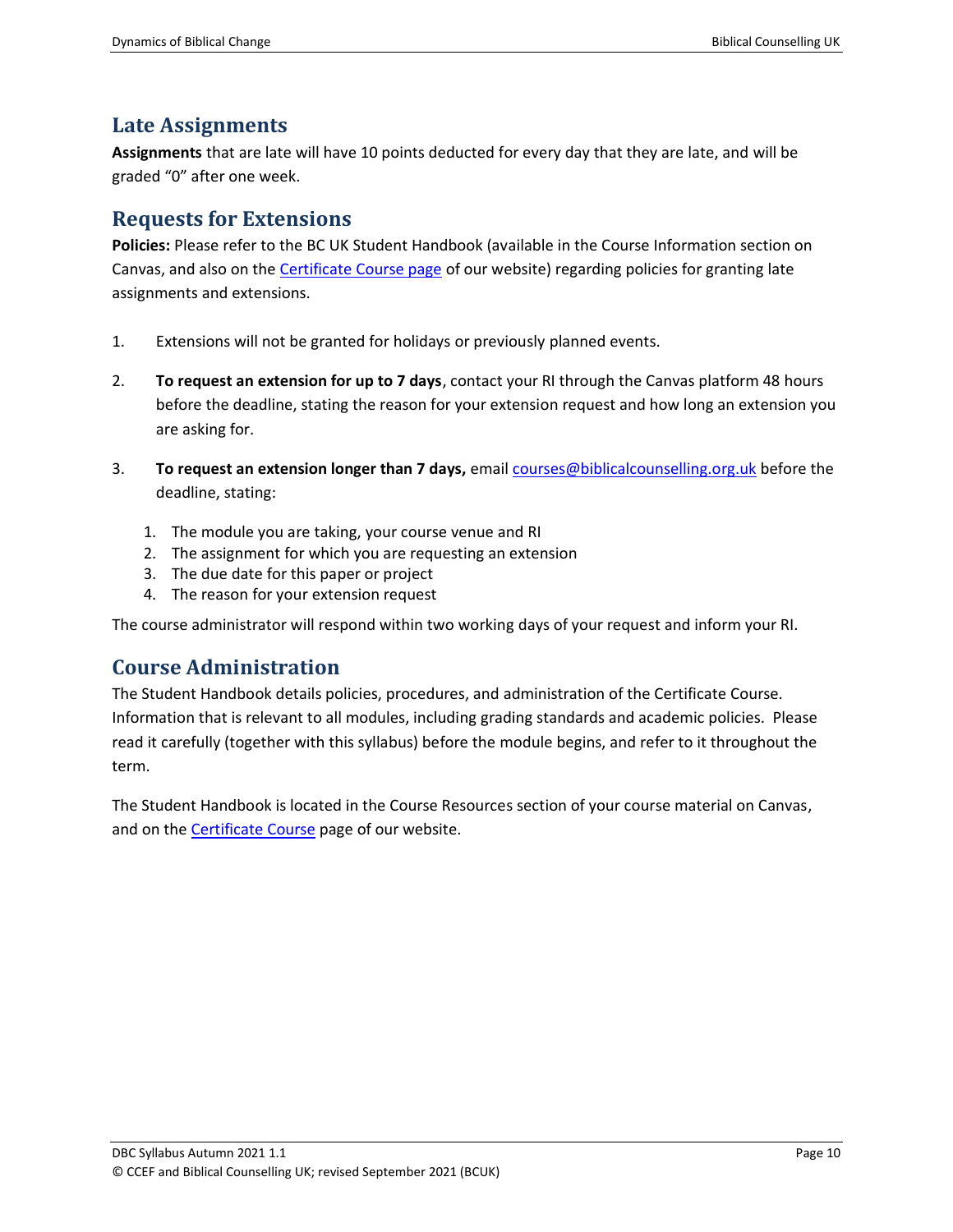## Late Assignments

**Assignments** that are late will have 10 points deducted for every day that they are late, and will be graded "0" after one week.

## Requests for Extensions

**Policies:** Please refer to the BC UK Student Handbook (available in the Course Information section on Canvas, and also on the Certificate Course page of our website) regarding policies for granting late assignments and extensions.

1. Extensions will not be granted for holidays or previously planned events.

2. **To request an extension for up to 7 days**, contact your RI through the Canvas platform 48 hours before the deadline, stating the reason for your extension request and how long an extension you are asking for.

3. **To request an extension longer than 7 days,** email courses@biblicalcounselling.org.uk before the deadline, stating:

    1. The module you are taking, your course venue and RI
    2. The assignment for which you are requesting an extension
    3. The due date for this paper or project
    4. The reason for your extension request

The course administrator will respond within two working days of your request and inform your RI.

## Course Administration

The Student Handbook details policies, procedures, and administration of the Certificate Course. Information that is relevant to all modules, including grading standards and academic policies. Please read it carefully (together with this syllabus) before the module begins, and refer to it throughout the term.

The Student Handbook is located in the Course Resources section of your course material on Canvas, and on the Certificate Course page of our website.